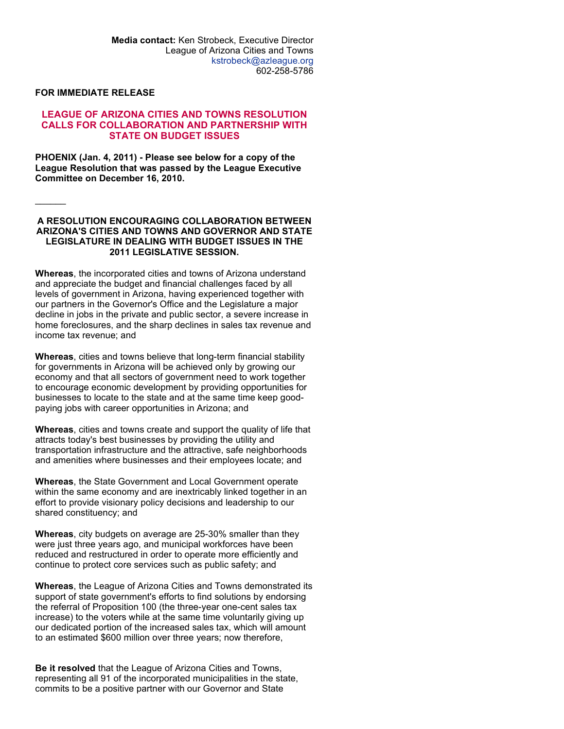**Media contact:** Ken Strobeck, Executive Director
League of Arizona Cities and Towns
kstrobeck@azleague.org
602-258-5786

**FOR IMMEDIATE RELEASE**

## LEAGUE OF ARIZONA CITIES AND TOWNS RESOLUTION CALLS FOR COLLABORATION AND PARTNERSHIP WITH STATE ON BUDGET ISSUES

**PHOENIX (Jan. 4, 2011) - Please see below for a copy of the League Resolution that was passed by the League Executive Committee on December 16, 2010.**

---

### A RESOLUTION ENCOURAGING COLLABORATION BETWEEN ARIZONA'S CITIES AND TOWNS AND GOVERNOR AND STATE LEGISLATURE IN DEALING WITH BUDGET ISSUES IN THE 2011 LEGISLATIVE SESSION.

**Whereas**, the incorporated cities and towns of Arizona understand and appreciate the budget and financial challenges faced by all levels of government in Arizona, having experienced together with our partners in the Governor's Office and the Legislature a major decline in jobs in the private and public sector, a severe increase in home foreclosures, and the sharp declines in sales tax revenue and income tax revenue; and

**Whereas**, cities and towns believe that long-term financial stability for governments in Arizona will be achieved only by growing our economy and that all sectors of government need to work together to encourage economic development by providing opportunities for businesses to locate to the state and at the same time keep good-paying jobs with career opportunities in Arizona; and

**Whereas**, cities and towns create and support the quality of life that attracts today's best businesses by providing the utility and transportation infrastructure and the attractive, safe neighborhoods and amenities where businesses and their employees locate; and

**Whereas**, the State Government and Local Government operate within the same economy and are inextricably linked together in an effort to provide visionary policy decisions and leadership to our shared constituency; and

**Whereas**, city budgets on average are 25-30% smaller than they were just three years ago, and municipal workforces have been reduced and restructured in order to operate more efficiently and continue to protect core services such as public safety; and

**Whereas**, the League of Arizona Cities and Towns demonstrated its support of state government's efforts to find solutions by endorsing the referral of Proposition 100 (the three-year one-cent sales tax increase) to the voters while at the same time voluntarily giving up our dedicated portion of the increased sales tax, which will amount to an estimated $600 million over three years; now therefore,

**Be it resolved** that the League of Arizona Cities and Towns, representing all 91 of the incorporated municipalities in the state, commits to be a positive partner with our Governor and State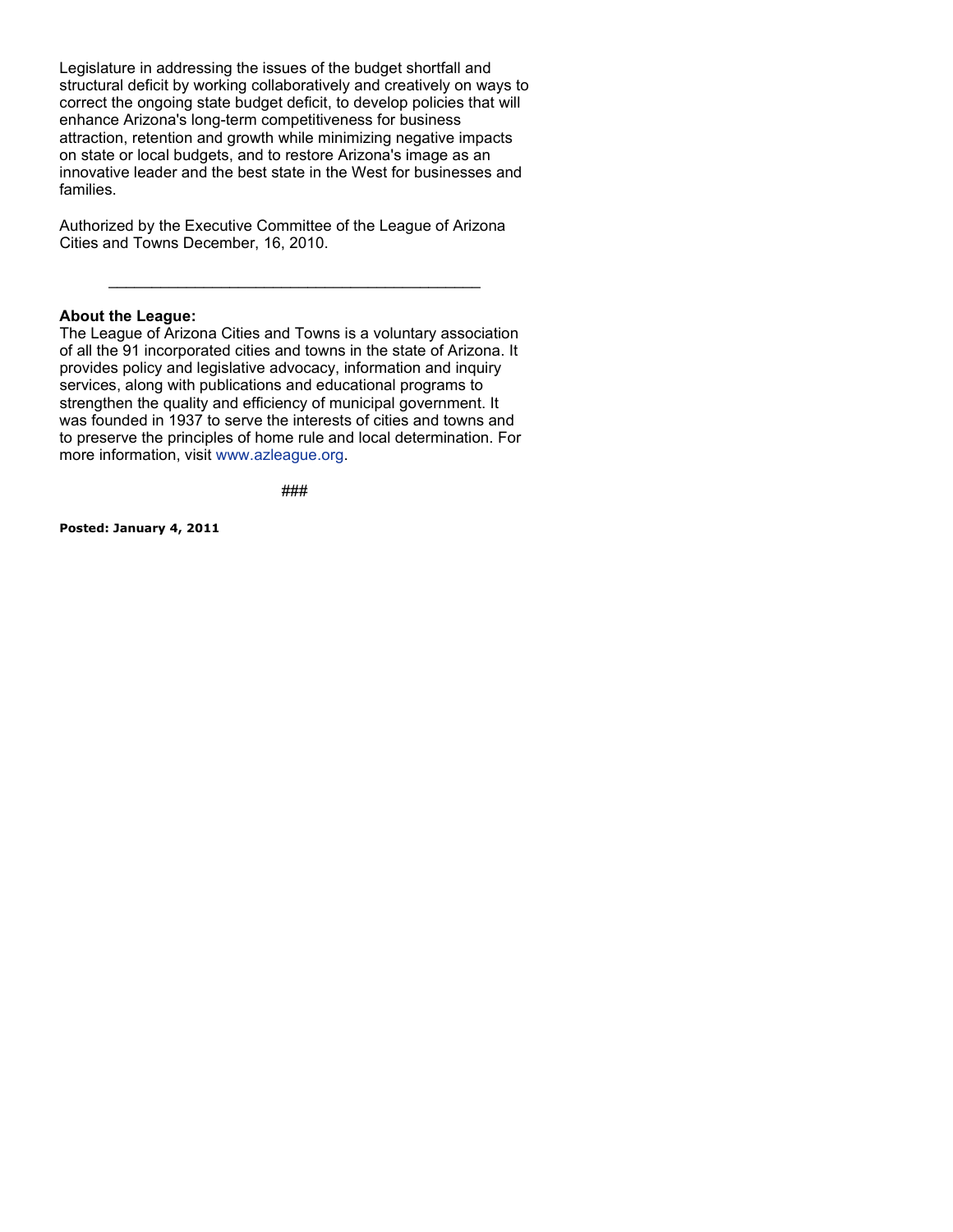Legislature in addressing the issues of the budget shortfall and structural deficit by working collaboratively and creatively on ways to correct the ongoing state budget deficit, to develop policies that will enhance Arizona's long-term competitiveness for business attraction, retention and growth while minimizing negative impacts on state or local budgets, and to restore Arizona's image as an innovative leader and the best state in the West for businesses and families.

Authorized by the Executive Committee of the League of Arizona Cities and Towns December, 16, 2010.

---

**About the League:**
The League of Arizona Cities and Towns is a voluntary association of all the 91 incorporated cities and towns in the state of Arizona. It provides policy and legislative advocacy, information and inquiry services, along with publications and educational programs to strengthen the quality and efficiency of municipal government. It was founded in 1937 to serve the interests of cities and towns and to preserve the principles of home rule and local determination. For more information, visit www.azleague.org.

###

**Posted: January 4, 2011**